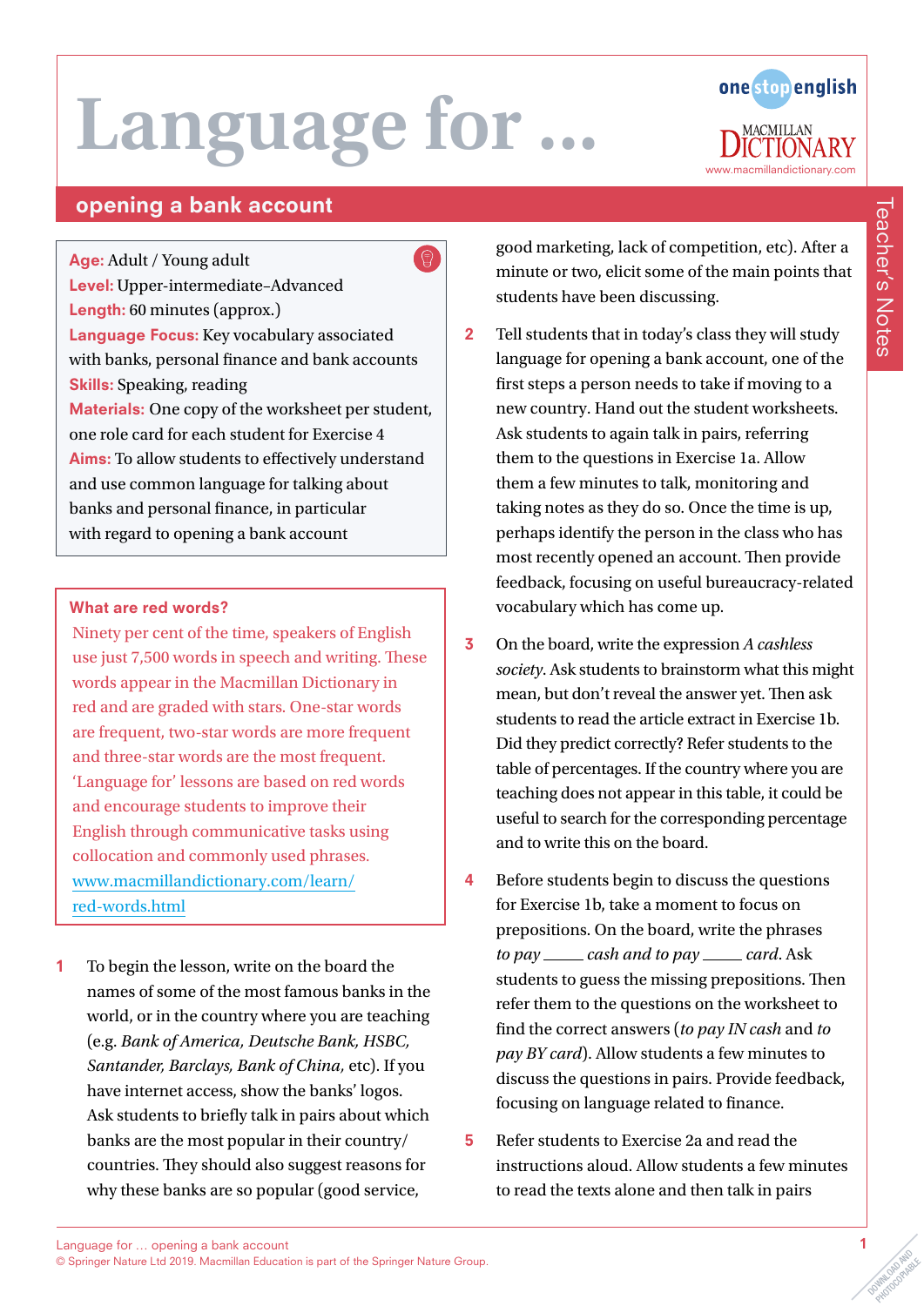# Language for …

## opening a bank account

Teacher's Notes

**Age:** Adult / Young adult
**Level:** Upper-intermediate–Advanced
**Length:** 60 minutes (approx.)
**Language Focus:** Key vocabulary associated with banks, personal finance and bank accounts
**Skills:** Speaking, reading
**Materials:** One copy of the worksheet per student, one role card for each student for Exercise 4
**Aims:** To allow students to effectively understand and use common language for talking about banks and personal finance, in particular with regard to opening a bank account

### What are red words?

Ninety per cent of the time, speakers of English use just 7,500 words in speech and writing. These words appear in the Macmillan Dictionary in red and are graded with stars. One-star words are frequent, two-star words are more frequent and three-star words are the most frequent. 'Language for' lessons are based on red words and encourage students to improve their English through communicative tasks using collocation and commonly used phrases.
www.macmillandictionary.com/learn/red-words.html

1 To begin the lesson, write on the board the names of some of the most famous banks in the world, or in the country where you are teaching (e.g. *Bank of America, Deutsche Bank, HSBC, Santander, Barclays, Bank of China*, etc). If you have internet access, show the banks' logos. Ask students to briefly talk in pairs about which banks are the most popular in their country/countries. They should also suggest reasons for why these banks are so popular (good service, good marketing, lack of competition, etc). After a minute or two, elicit some of the main points that students have been discussing.

2 Tell students that in today's class they will study language for opening a bank account, one of the first steps a person needs to take if moving to a new country. Hand out the student worksheets. Ask students to again talk in pairs, referring them to the questions in Exercise 1a. Allow them a few minutes to talk, monitoring and taking notes as they do so. Once the time is up, perhaps identify the person in the class who has most recently opened an account. Then provide feedback, focusing on useful bureaucracy-related vocabulary which has come up.

3 On the board, write the expression *A cashless society*. Ask students to brainstorm what this might mean, but don't reveal the answer yet. Then ask students to read the article extract in Exercise 1b. Did they predict correctly? Refer students to the table of percentages. If the country where you are teaching does not appear in this table, it could be useful to search for the corresponding percentage and to write this on the board.

4 Before students begin to discuss the questions for Exercise 1b, take a moment to focus on prepositions. On the board, write the phrases *to pay* _____ *cash and to pay* _____ *card*. Ask students to guess the missing prepositions. Then refer them to the questions on the worksheet to find the correct answers (*to pay IN cash* and *to pay BY card*). Allow students a few minutes to discuss the questions in pairs. Provide feedback, focusing on language related to finance.

5 Refer students to Exercise 2a and read the instructions aloud. Allow students a few minutes to read the texts alone and then talk in pairs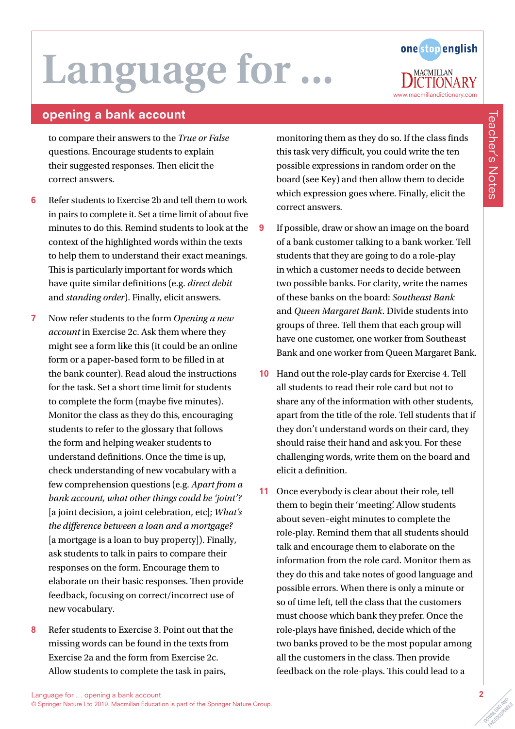# Language for …

## opening a bank account

to compare their answers to the *True or False* questions. Encourage students to explain their suggested responses. Then elicit the correct answers.

6. Refer students to Exercise 2b and tell them to work in pairs to complete it. Set a time limit of about five minutes to do this. Remind students to look at the context of the highlighted words within the texts to help them to understand their exact meanings. This is particularly important for words which have quite similar definitions (e.g. *direct debit* and *standing order*). Finally, elicit answers.

7. Now refer students to the form *Opening a new account* in Exercise 2c. Ask them where they might see a form like this (it could be an online form or a paper-based form to be filled in at the bank counter). Read aloud the instructions for the task. Set a short time limit for students to complete the form (maybe five minutes). Monitor the class as they do this, encouraging students to refer to the glossary that follows the form and helping weaker students to understand definitions. Once the time is up, check understanding of new vocabulary with a few comprehension questions (e.g. *Apart from a bank account, what other things could be 'joint'?* [a joint decision, a joint celebration, etc]; *What's the difference between a loan and a mortgage?* [a mortgage is a loan to buy property]). Finally, ask students to talk in pairs to compare their responses on the form. Encourage them to elaborate on their basic responses. Then provide feedback, focusing on correct/incorrect use of new vocabulary.

8. Refer students to Exercise 3. Point out that the missing words can be found in the texts from Exercise 2a and the form from Exercise 2c. Allow students to complete the task in pairs, monitoring them as they do so. If the class finds this task very difficult, you could write the ten possible expressions in random order on the board (see Key) and then allow them to decide which expression goes where. Finally, elicit the correct answers.

9. If possible, draw or show an image on the board of a bank customer talking to a bank worker. Tell students that they are going to do a role-play in which a customer needs to decide between two possible banks. For clarity, write the names of these banks on the board: *Southeast Bank* and *Queen Margaret Bank*. Divide students into groups of three. Tell them that each group will have one customer, one worker from Southeast Bank and one worker from Queen Margaret Bank.

10. Hand out the role-play cards for Exercise 4. Tell all students to read their role card but not to share any of the information with other students, apart from the title of the role. Tell students that if they don't understand words on their card, they should raise their hand and ask you. For these challenging words, write them on the board and elicit a definition.

11. Once everybody is clear about their role, tell them to begin their 'meeting'. Allow students about seven–eight minutes to complete the role-play. Remind them that all students should talk and encourage them to elaborate on the information from the role card. Monitor them as they do this and take notes of good language and possible errors. When there is only a minute or so of time left, tell the class that the customers must choose which bank they prefer. Once the role-plays have finished, decide which of the two banks proved to be the most popular among all the customers in the class. Then provide feedback on the role-plays. This could lead to a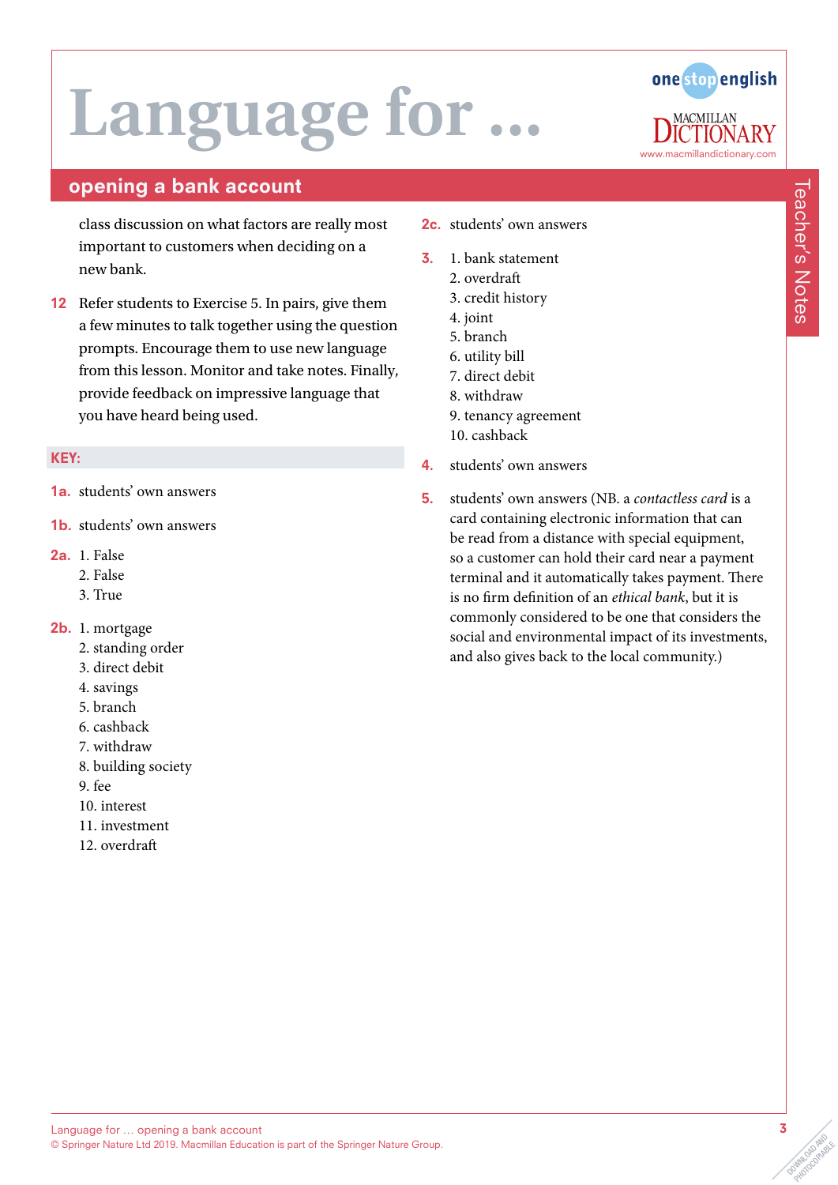# Language for ...

## opening a bank account

class discussion on what factors are really most important to customers when deciding on a new bank.

**12** Refer students to Exercise 5. In pairs, give them a few minutes to talk together using the question prompts. Encourage them to use new language from this lesson. Monitor and take notes. Finally, provide feedback on impressive language that you have heard being used.

### KEY:

**1a.** students' own answers

**1b.** students' own answers

**2a.**
1. False
2. False
3. True

**2b.**
1. mortgage
2. standing order
3. direct debit
4. savings
5. branch
6. cashback
7. withdraw
8. building society
9. fee
10. interest
11. investment
12. overdraft

**2c.** students' own answers

**3.**
1. bank statement
2. overdraft
3. credit history
4. joint
5. branch
6. utility bill
7. direct debit
8. withdraw
9. tenancy agreement
10. cashback

**4.** students' own answers

**5.** students' own answers (NB. a *contactless card* is a card containing electronic information that can be read from a distance with special equipment, so a customer can hold their card near a payment terminal and it automatically takes payment. There is no firm definition of an *ethical bank*, but it is commonly considered to be one that considers the social and environmental impact of its investments, and also gives back to the local community.)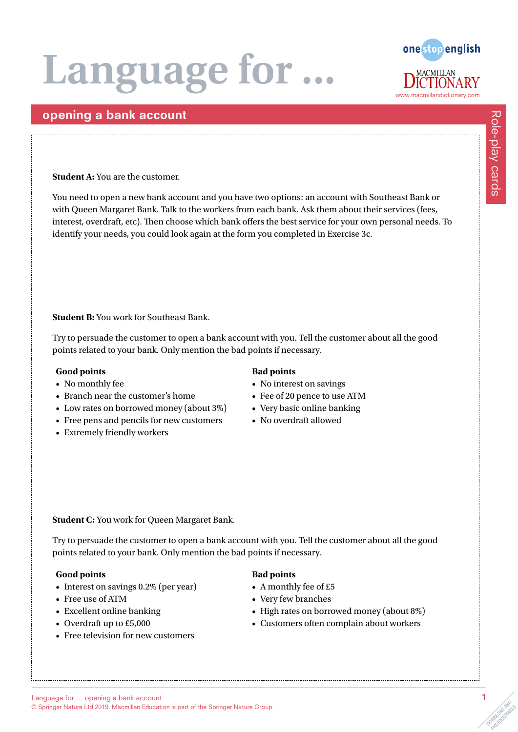# Language for …

## opening a bank account

Role-play cards

**Student A:** You are the customer.

You need to open a new bank account and you have two options: an account with Southeast Bank or with Queen Margaret Bank. Talk to the workers from each bank. Ask them about their services (fees, interest, overdraft, etc). Then choose which bank offers the best service for your own personal needs. To identify your needs, you could look again at the form you completed in Exercise 3c.

---

**Student B:** You work for Southeast Bank.

Try to persuade the customer to open a bank account with you. Tell the customer about all the good points related to your bank. Only mention the bad points if necessary.

**Good points**

- No monthly fee
- Branch near the customer's home
- Low rates on borrowed money (about 3%)
- Free pens and pencils for new customers
- Extremely friendly workers

**Bad points**

- No interest on savings
- Fee of 20 pence to use ATM
- Very basic online banking
- No overdraft allowed

---

**Student C:** You work for Queen Margaret Bank.

Try to persuade the customer to open a bank account with you. Tell the customer about all the good points related to your bank. Only mention the bad points if necessary.

**Good points**

- Interest on savings 0.2% (per year)
- Free use of ATM
- Excellent online banking
- Overdraft up to £5,000
- Free television for new customers

**Bad points**

- A monthly fee of £5
- Very few branches
- High rates on borrowed money (about 8%)
- Customers often complain about workers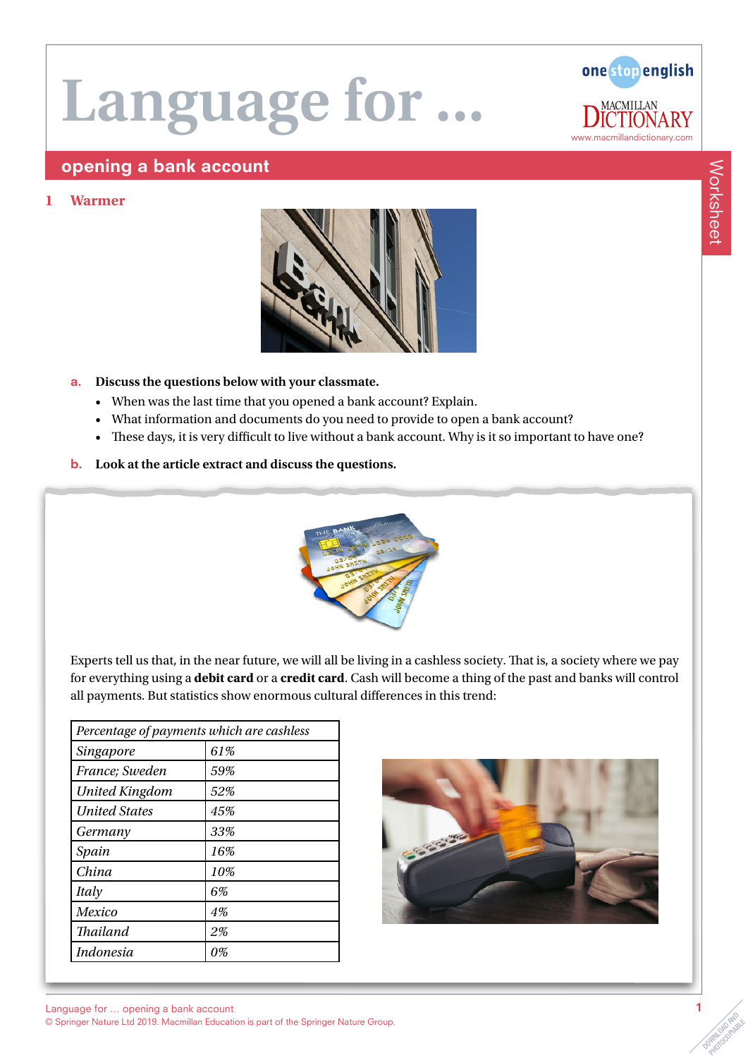# Language for …

## opening a bank account

### 1 Warmer

**a. Discuss the questions below with your classmate.**

- When was the last time that you opened a bank account? Explain.
- What information and documents do you need to provide to open a bank account?
- These days, it is very difficult to live without a bank account. Why is it so important to have one?

**b. Look at the article extract and discuss the questions.**

Experts tell us that, in the near future, we will all be living in a cashless society. That is, a society where we pay for everything using a **debit card** or a **credit card**. Cash will become a thing of the past and banks will control all payments. But statistics show enormous cultural differences in this trend:

| *Percentage of payments which are cashless* | |
|---|---|
| *Singapore* | *61%* |
| *France; Sweden* | *59%* |
| *United Kingdom* | *52%* |
| *United States* | *45%* |
| *Germany* | *33%* |
| *Spain* | *16%* |
| *China* | *10%* |
| *Italy* | *6%* |
| *Mexico* | *4%* |
| *Thailand* | *2%* |
| *Indonesia* | *0%* |

Language for … opening a bank account
© Springer Nature Ltd 2019. Macmillan Education is part of the Springer Nature Group.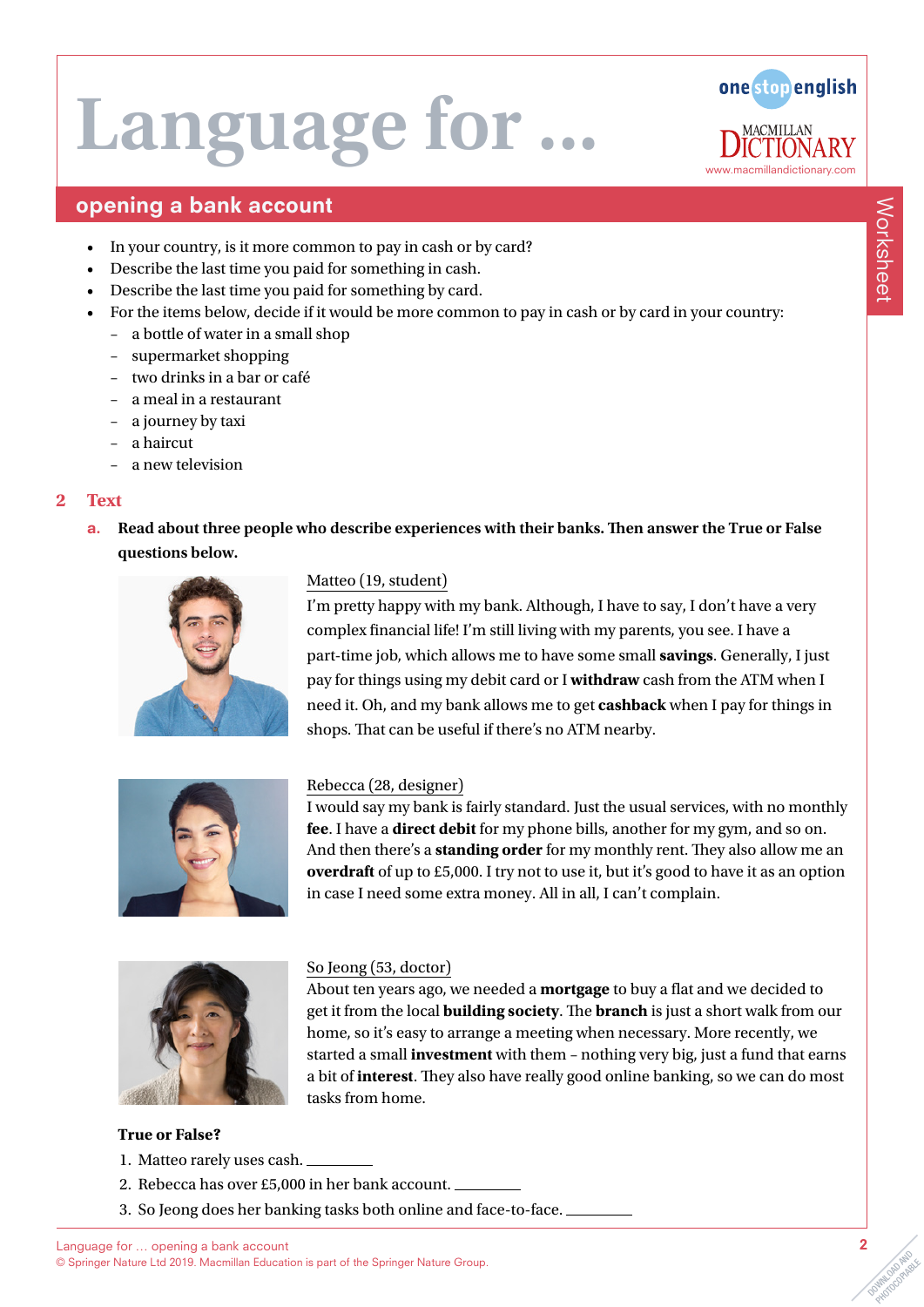# Language for ...

## opening a bank account

- In your country, is it more common to pay in cash or by card?
- Describe the last time you paid for something in cash.
- Describe the last time you paid for something by card.
- For the items below, decide if it would be more common to pay in cash or by card in your country:
  - a bottle of water in a small shop
  - supermarket shopping
  - two drinks in a bar or café
  - a meal in a restaurant
  - a journey by taxi
  - a haircut
  - a new television

## 2 Text

**a. Read about three people who describe experiences with their banks. Then answer the True or False questions below.**

Matteo (19, student)

I'm pretty happy with my bank. Although, I have to say, I don't have a very complex financial life! I'm still living with my parents, you see. I have a part-time job, which allows me to have some small **savings**. Generally, I just pay for things using my debit card or I **withdraw** cash from the ATM when I need it. Oh, and my bank allows me to get **cashback** when I pay for things in shops. That can be useful if there's no ATM nearby.

Rebecca (28, designer)

I would say my bank is fairly standard. Just the usual services, with no monthly **fee**. I have a **direct debit** for my phone bills, another for my gym, and so on. And then there's a **standing order** for my monthly rent. They also allow me an **overdraft** of up to £5,000. I try not to use it, but it's good to have it as an option in case I need some extra money. All in all, I can't complain.

So Jeong (53, doctor)

About ten years ago, we needed a **mortgage** to buy a flat and we decided to get it from the local **building society**. The **branch** is just a short walk from our home, so it's easy to arrange a meeting when necessary. More recently, we started a small **investment** with them – nothing very big, just a fund that earns a bit of **interest**. They also have really good online banking, so we can do most tasks from home.

**True or False?**

1. Matteo rarely uses cash. ________
2. Rebecca has over £5,000 in her bank account. ________
3. So Jeong does her banking tasks both online and face-to-face. ________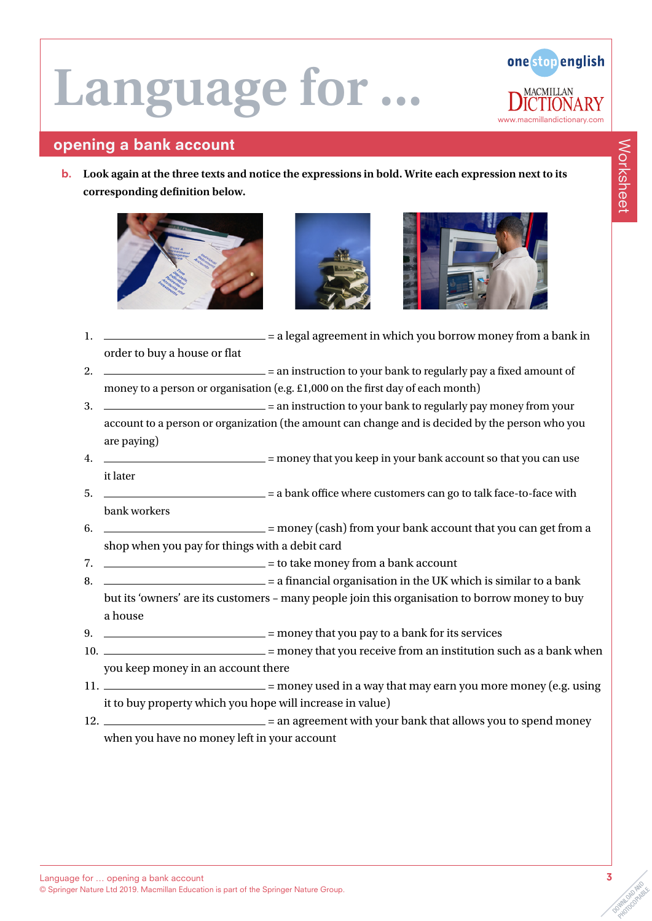# Language for …

## opening a bank account

**b. Look again at the three texts and notice the expressions in bold. Write each expression next to its corresponding definition below.**

1. ______________________ = a legal agreement in which you borrow money from a bank in order to buy a house or flat
2. ______________________ = an instruction to your bank to regularly pay a fixed amount of money to a person or organisation (e.g. £1,000 on the first day of each month)
3. ______________________ = an instruction to your bank to regularly pay money from your account to a person or organization (the amount can change and is decided by the person who you are paying)
4. ______________________ = money that you keep in your bank account so that you can use it later
5. ______________________ = a bank office where customers can go to talk face-to-face with bank workers
6. ______________________ = money (cash) from your bank account that you can get from a shop when you pay for things with a debit card
7. ______________________ = to take money from a bank account
8. ______________________ = a financial organisation in the UK which is similar to a bank but its 'owners' are its customers – many people join this organisation to borrow money to buy a house
9. ______________________ = money that you pay to a bank for its services
10. ______________________ = money that you receive from an institution such as a bank when you keep money in an account there
11. ______________________ = money used in a way that may earn you more money (e.g. using it to buy property which you hope will increase in value)
12. ______________________ = an agreement with your bank that allows you to spend money when you have no money left in your account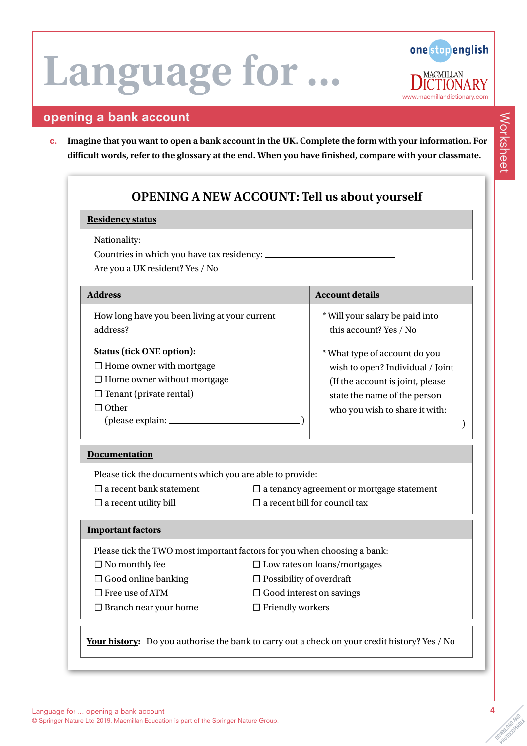# Language for …

## opening a bank account

**c.** **Imagine that you want to open a bank account in the UK. Complete the form with your information. For difficult words, refer to the glossary at the end. When you have finished, compare with your classmate.**

### OPENING A NEW ACCOUNT: Tell us about yourself

**Residency status**

Nationality: ______________________________

Countries in which you have tax residency: ______________________________

Are you a UK resident? Yes / No

**Address**

How long have you been living at your current address? ______________________________

**Status (tick ONE option):**

☐ Home owner with mortgage
☐ Home owner without mortgage
☐ Tenant (private rental)
☐ Other
(please explain: ______________________________ )

**Account details**

* Will your salary be paid into this account? Yes / No

* What type of account do you wish to open? Individual / Joint
(If the account is joint, please state the name of the person who you wish to share it with:
______________________________ )

**Documentation**

Please tick the documents which you are able to provide:

☐ a recent bank statement
☐ a recent utility bill
☐ a tenancy agreement or mortgage statement
☐ a recent bill for council tax

**Important factors**

Please tick the TWO most important factors for you when choosing a bank:

☐ No monthly fee
☐ Good online banking
☐ Free use of ATM
☐ Branch near your home
☐ Low rates on loans/mortgages
☐ Possibility of overdraft
☐ Good interest on savings
☐ Friendly workers

**Your history:** Do you authorise the bank to carry out a check on your credit history? Yes / No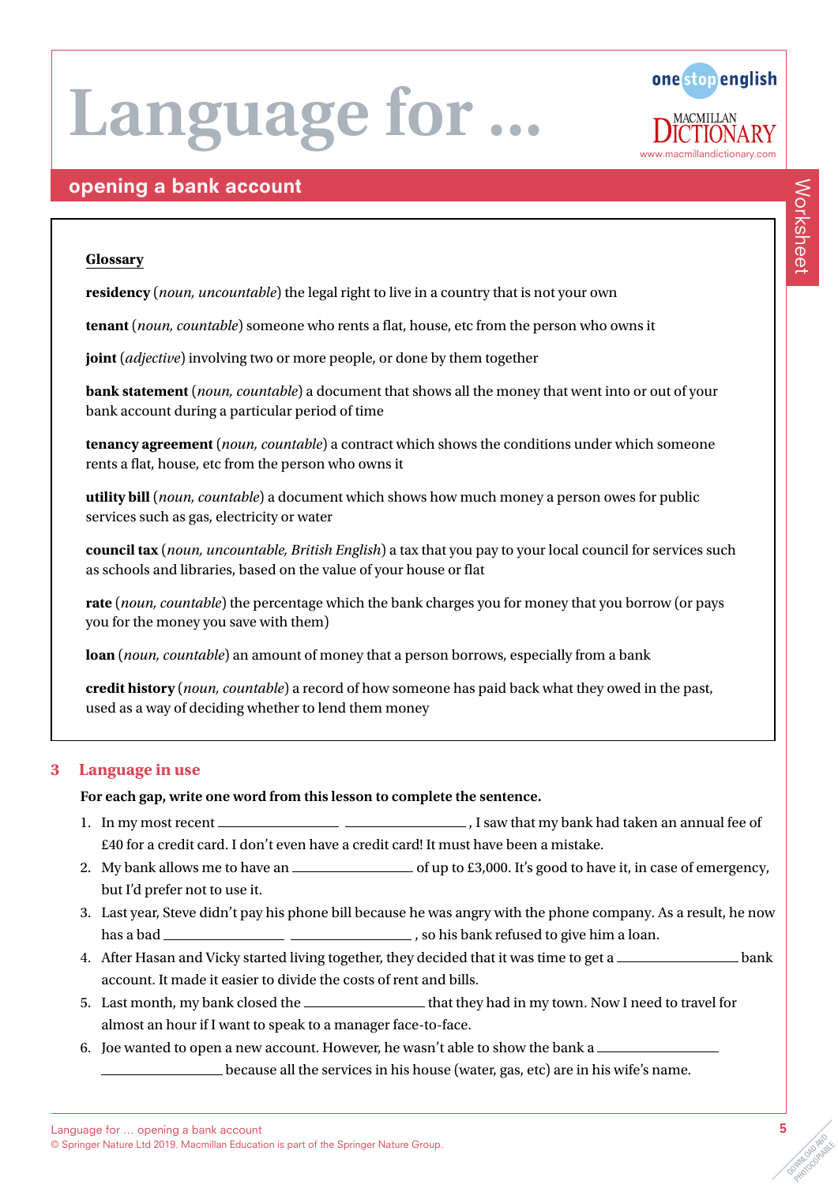# Language for …

## opening a bank account

**Glossary**

**residency** (*noun, uncountable*) the legal right to live in a country that is not your own

**tenant** (*noun, countable*) someone who rents a flat, house, etc from the person who owns it

**joint** (*adjective*) involving two or more people, or done by them together

**bank statement** (*noun, countable*) a document that shows all the money that went into or out of your bank account during a particular period of time

**tenancy agreement** (*noun, countable*) a contract which shows the conditions under which someone rents a flat, house, etc from the person who owns it

**utility bill** (*noun, countable*) a document which shows how much money a person owes for public services such as gas, electricity or water

**council tax** (*noun, uncountable, British English*) a tax that you pay to your local council for services such as schools and libraries, based on the value of your house or flat

**rate** (*noun, countable*) the percentage which the bank charges you for money that you borrow (or pays you for the money you save with them)

**loan** (*noun, countable*) an amount of money that a person borrows, especially from a bank

**credit history** (*noun, countable*) a record of how someone has paid back what they owed in the past, used as a way of deciding whether to lend them money

## 3 Language in use

**For each gap, write one word from this lesson to complete the sentence.**

1. In my most recent ______________ ______________, I saw that my bank had taken an annual fee of £40 for a credit card. I don't even have a credit card! It must have been a mistake.
2. My bank allows me to have an ______________ of up to £3,000. It's good to have it, in case of emergency, but I'd prefer not to use it.
3. Last year, Steve didn't pay his phone bill because he was angry with the phone company. As a result, he now has a bad ______________ ______________, so his bank refused to give him a loan.
4. After Hasan and Vicky started living together, they decided that it was time to get a ______________ bank account. It made it easier to divide the costs of rent and bills.
5. Last month, my bank closed the ______________ that they had in my town. Now I need to travel for almost an hour if I want to speak to a manager face-to-face.
6. Joe wanted to open a new account. However, he wasn't able to show the bank a ______________ ______________ because all the services in his house (water, gas, etc) are in his wife's name.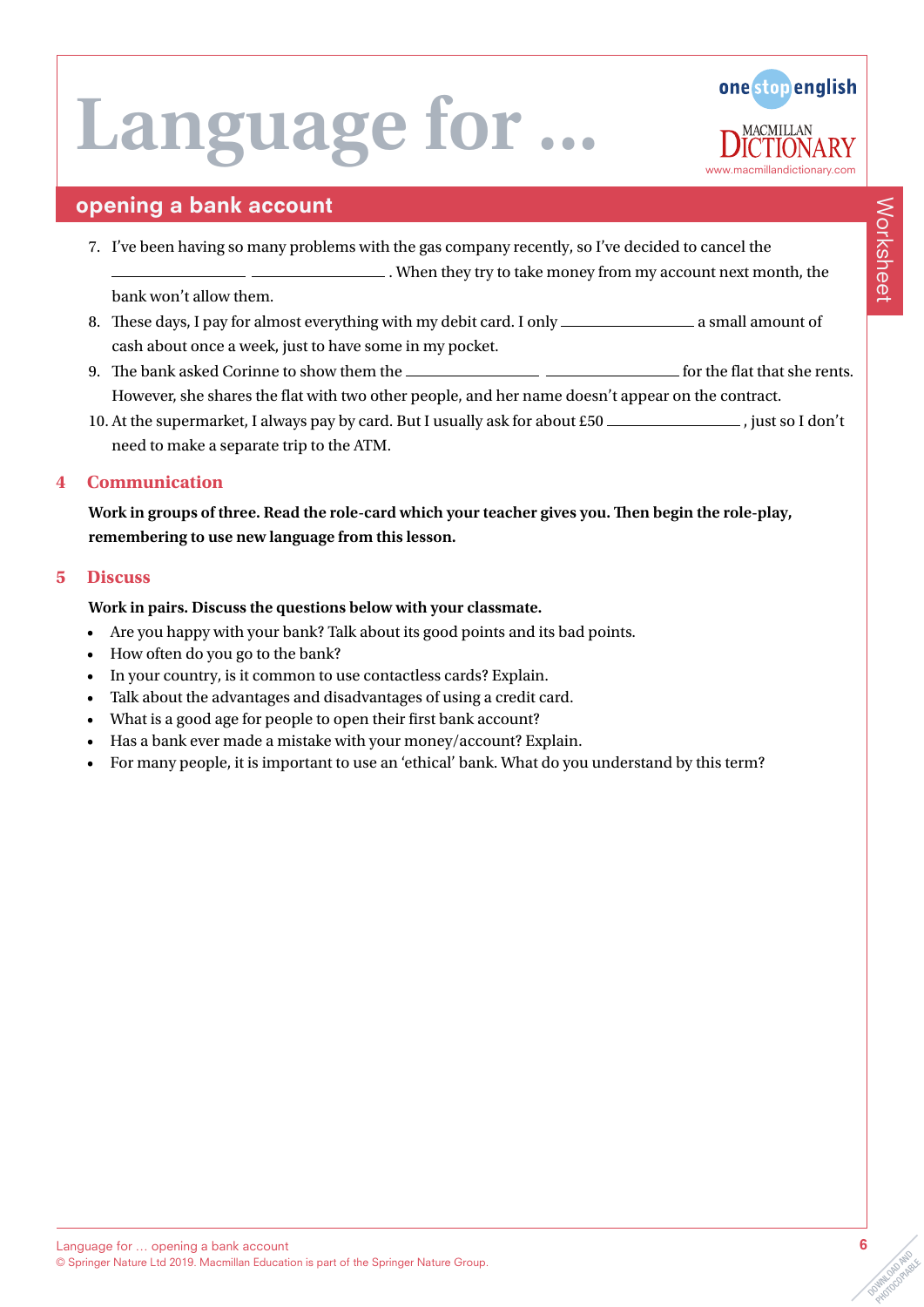# Language for …

## opening a bank account

7. I've been having so many problems with the gas company recently, so I've decided to cancel the ______________ ______________ . When they try to take money from my account next month, the bank won't allow them.
8. These days, I pay for almost everything with my debit card. I only ______________ a small amount of cash about once a week, just to have some in my pocket.
9. The bank asked Corinne to show them the ______________ ______________ for the flat that she rents. However, she shares the flat with two other people, and her name doesn't appear on the contract.
10. At the supermarket, I always pay by card. But I usually ask for about £50 ______________ , just so I don't need to make a separate trip to the ATM.

### 4 Communication

**Work in groups of three. Read the role-card which your teacher gives you. Then begin the role-play, remembering to use new language from this lesson.**

### 5 Discuss

**Work in pairs. Discuss the questions below with your classmate.**

- Are you happy with your bank? Talk about its good points and its bad points.
- How often do you go to the bank?
- In your country, is it common to use contactless cards? Explain.
- Talk about the advantages and disadvantages of using a credit card.
- What is a good age for people to open their first bank account?
- Has a bank ever made a mistake with your money/account? Explain.
- For many people, it is important to use an 'ethical' bank. What do you understand by this term?